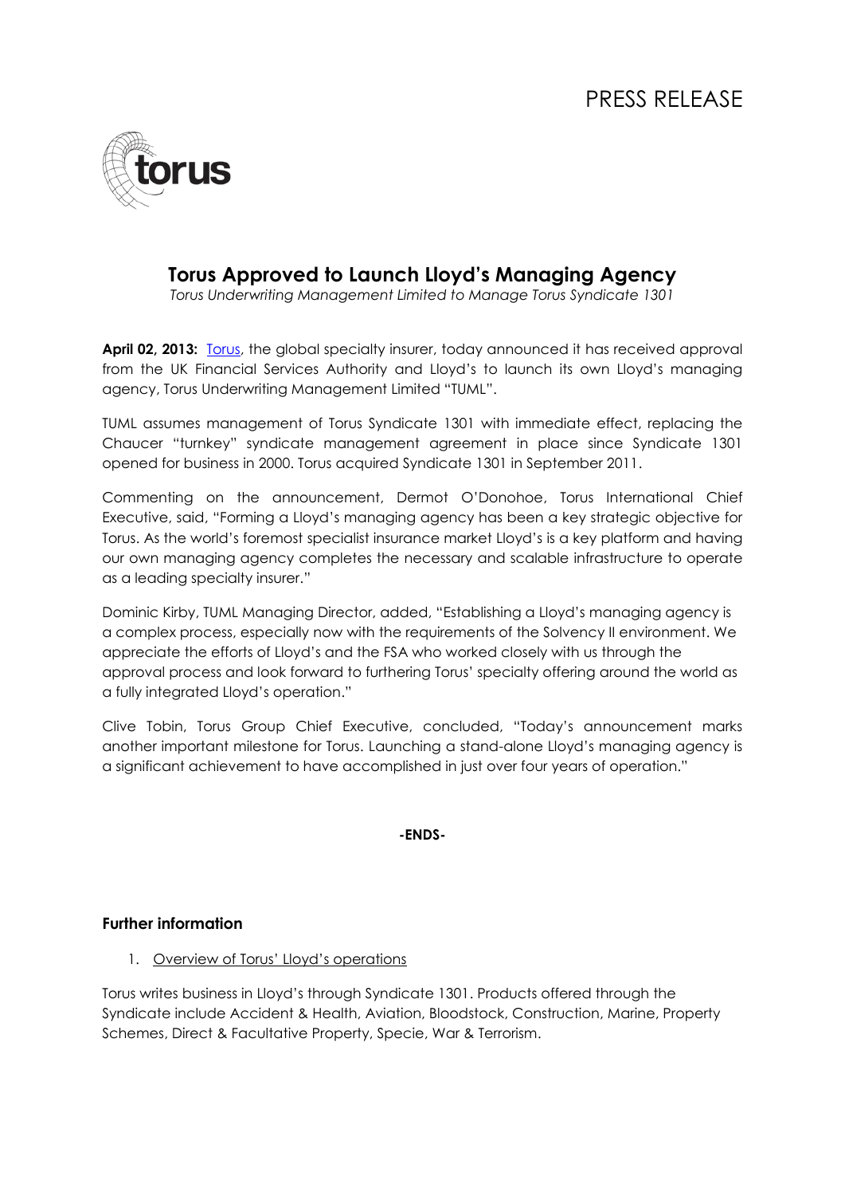PRESS RELEASE

# Torus Approved to Launch Lloyd's Managing Agency

*Torus Underwriting Management Limited to Manage Torus Syndicate 1301*

**April 02, 2013:** Torus, the global specialty insurer, today announced it has received approval from the UK Financial Services Authority and Lloyd's to launch its own Lloyd's managing agency, Torus Underwriting Management Limited "TUML".

TUML assumes management of Torus Syndicate 1301 with immediate effect, replacing the Chaucer "turnkey" syndicate management agreement in place since Syndicate 1301 opened for business in 2000. Torus acquired Syndicate 1301 in September 2011.

Commenting on the announcement, Dermot O'Donohoe, Torus International Chief Executive, said, "Forming a Lloyd's managing agency has been a key strategic objective for Torus. As the world's foremost specialist insurance market Lloyd's is a key platform and having our own managing agency completes the necessary and scalable infrastructure to operate as a leading specialty insurer."

Dominic Kirby, TUML Managing Director, added, "Establishing a Lloyd's managing agency is a complex process, especially now with the requirements of the Solvency II environment. We appreciate the efforts of Lloyd's and the FSA who worked closely with us through the approval process and look forward to furthering Torus' specialty offering around the world as a fully integrated Lloyd's operation."

Clive Tobin, Torus Group Chief Executive, concluded, "Today's announcement marks another important milestone for Torus. Launching a stand-alone Lloyd's managing agency is a significant achievement to have accomplished in just over four years of operation."

**-ENDS-**

## Further information

1. Overview of Torus' Lloyd's operations

Torus writes business in Lloyd's through Syndicate 1301. Products offered through the Syndicate include Accident & Health, Aviation, Bloodstock, Construction, Marine, Property Schemes, Direct & Facultative Property, Specie, War & Terrorism.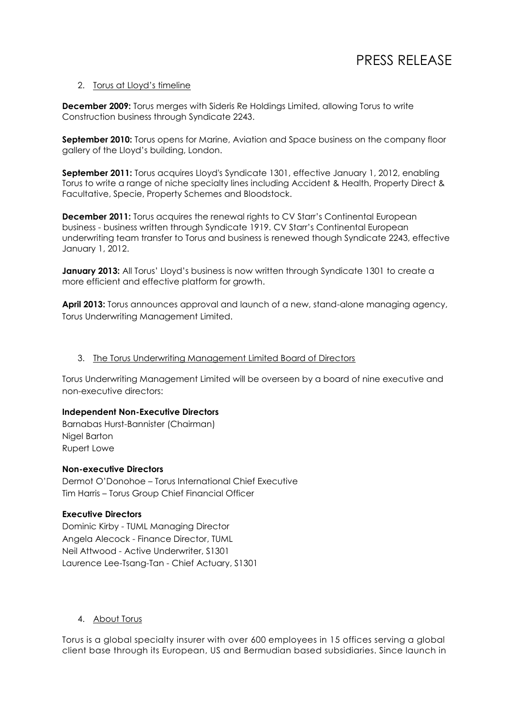2. Torus at Lloyd's timeline

**December 2009:** Torus merges with Sideris Re Holdings Limited, allowing Torus to write Construction business through Syndicate 2243.

**September 2010:** Torus opens for Marine, Aviation and Space business on the company floor gallery of the Lloyd's building, London.

**September 2011:** Torus acquires Lloyd's Syndicate 1301, effective January 1, 2012, enabling Torus to write a range of niche specialty lines including Accident & Health, Property Direct & Facultative, Specie, Property Schemes and Bloodstock.

**December 2011:** Torus acquires the renewal rights to CV Starr's Continental European business - business written through Syndicate 1919. CV Starr's Continental European underwriting team transfer to Torus and business is renewed though Syndicate 2243, effective January 1, 2012.

**January 2013:** All Torus' Lloyd's business is now written through Syndicate 1301 to create a more efficient and effective platform for growth.

**April 2013:** Torus announces approval and launch of a new, stand-alone managing agency, Torus Underwriting Management Limited.

3. The Torus Underwriting Management Limited Board of Directors

Torus Underwriting Management Limited will be overseen by a board of nine executive and non-executive directors:

**Independent Non-Executive Directors**
Barnabas Hurst-Bannister (Chairman)
Nigel Barton
Rupert Lowe

**Non-executive Directors**
Dermot O'Donohoe – Torus International Chief Executive
Tim Harris – Torus Group Chief Financial Officer

**Executive Directors**
Dominic Kirby - TUML Managing Director
Angela Alecock - Finance Director, TUML
Neil Attwood - Active Underwriter, S1301
Laurence Lee-Tsang-Tan - Chief Actuary, S1301

4. About Torus

Torus is a global specialty insurer with over 600 employees in 15 offices serving a global client base through its European, US and Bermudian based subsidiaries. Since launch in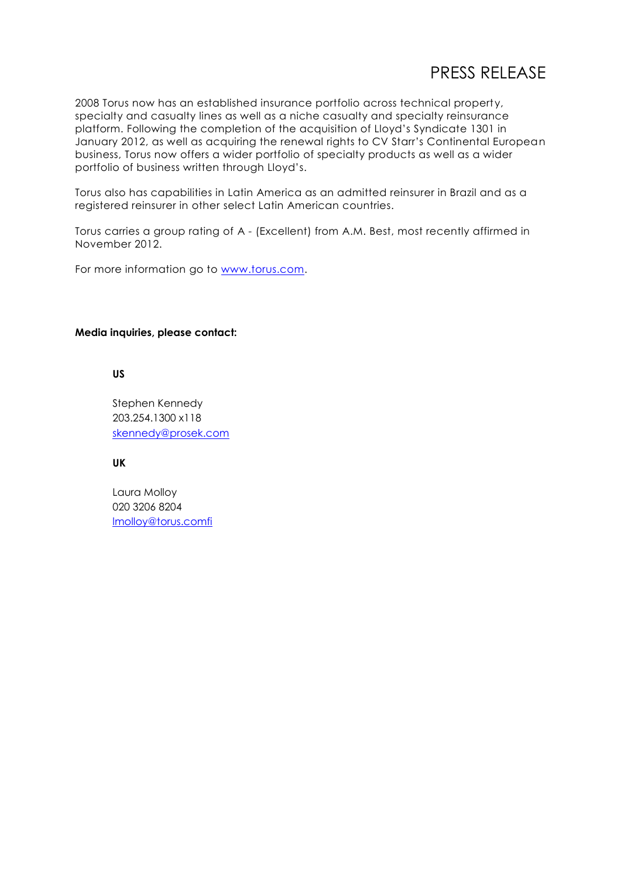# PRESS RELEASE

2008 Torus now has an established insurance portfolio across technical property, specialty and casualty lines as well as a niche casualty and specialty reinsurance platform. Following the completion of the acquisition of Lloyd's Syndicate 1301 in January 2012, as well as acquiring the renewal rights to CV Starr's Continental European business, Torus now offers a wider portfolio of specialty products as well as a wider portfolio of business written through Lloyd's.

Torus also has capabilities in Latin America as an admitted reinsurer in Brazil and as a registered reinsurer in other select Latin American countries.

Torus carries a group rating of A - (Excellent) from A.M. Best, most recently affirmed in November 2012.

For more information go to www.torus.com.

**Media inquiries, please contact:**

**US**

Stephen Kennedy
203.254.1300 x118
skennedy@prosek.com

**UK**

Laura Molloy
020 3206 8204
lmolloy@torus.comfi